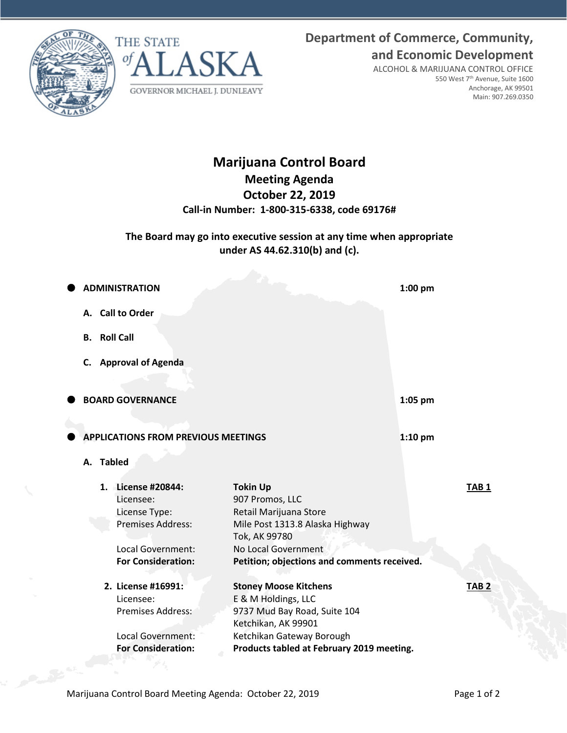THE STATE of ALASKA

GOVERNOR MICHAEL J. DUNLEAVY

**Department of Commerce, Community, and Economic Development**

ALCOHOL & MARIJUANA CONTROL OFFICE
550 West 7th Avenue, Suite 1600
Anchorage, AK 99501
Main: 907.269.0350

# Marijuana Control Board

## Meeting Agenda

## October 22, 2019

**Call-in Number: 1-800-315-6338, code 69176#**

**The Board may go into executive session at any time when appropriate under AS 44.62.310(b) and (c).**

- **ADMINISTRATION** **1:00 pm**

  **A. Call to Order**

  **B. Roll Call**

  **C. Approval of Agenda**

- **BOARD GOVERNANCE** **1:05 pm**

- **APPLICATIONS FROM PREVIOUS MEETINGS** **1:10 pm**

  **A. Tabled**

  1. **License #20844:** **Tokin Up** **TAB 1**
     Licensee: 907 Promos, LLC
     License Type: Retail Marijuana Store
     Premises Address: Mile Post 1313.8 Alaska Highway, Tok, AK 99780
     Local Government: No Local Government
     **For Consideration:** **Petition; objections and comments received.**

  2. **License #16991:** **Stoney Moose Kitchens** **TAB 2**
     Licensee: E & M Holdings, LLC
     Premises Address: 9737 Mud Bay Road, Suite 104, Ketchikan, AK 99901
     Local Government: Ketchikan Gateway Borough
     **For Consideration:** **Products tabled at February 2019 meeting.**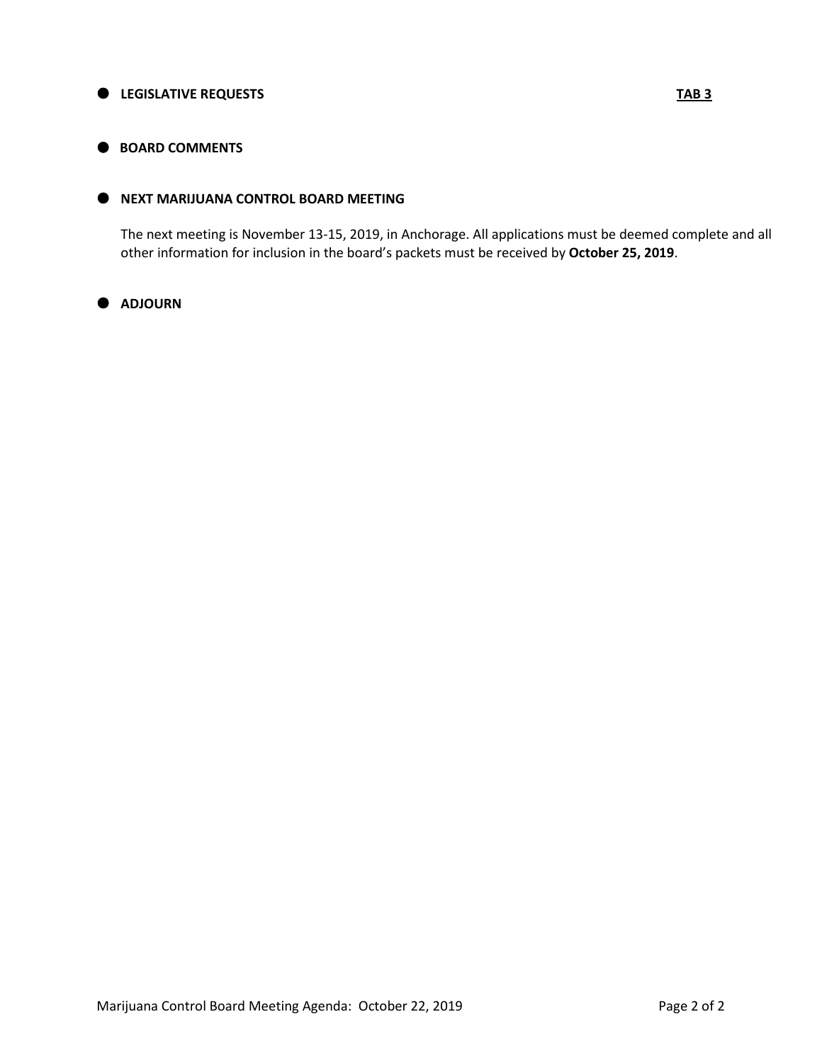- **LEGISLATIVE REQUESTS** **TAB 3**

- **BOARD COMMENTS**

- **NEXT MARIJUANA CONTROL BOARD MEETING**

  The next meeting is November 13-15, 2019, in Anchorage. All applications must be deemed complete and all other information for inclusion in the board's packets must be received by **October 25, 2019**.

- **ADJOURN**